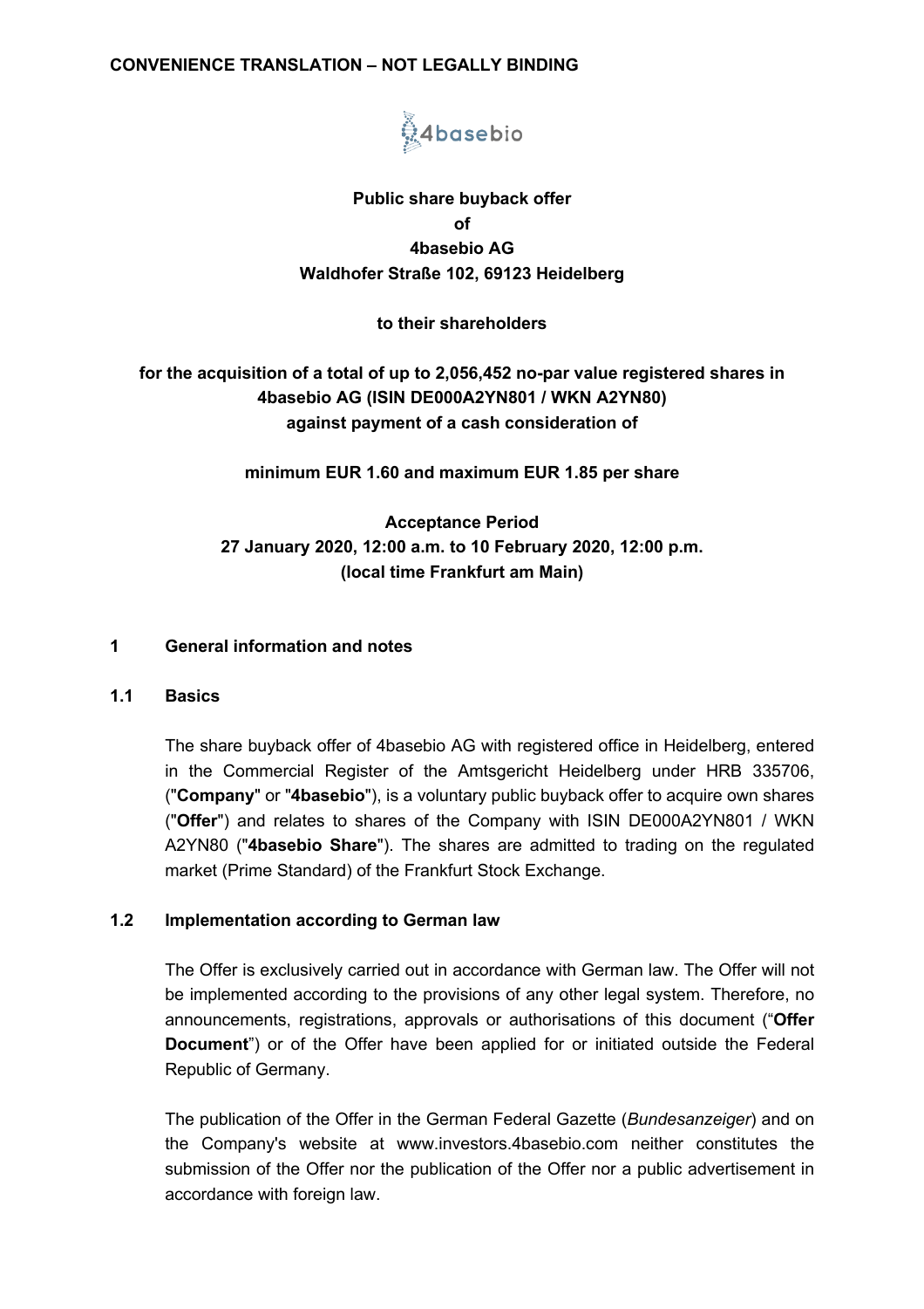**CONVENIENCE TRANSLATION – NOT LEGALLY BINDING**

4basebio

**Public share buyback offer**
**of**
**4basebio AG**
**Waldhofer Straße 102, 69123 Heidelberg**

**to their shareholders**

**for the acquisition of a total of up to 2,056,452 no-par value registered shares in 4basebio AG (ISIN DE000A2YN801 / WKN A2YN80) against payment of a cash consideration of**

**minimum EUR 1.60 and maximum EUR 1.85 per share**

**Acceptance Period**
**27 January 2020, 12:00 a.m. to 10 February 2020, 12:00 p.m.**
**(local time Frankfurt am Main)**

## 1 General information and notes

### 1.1 Basics

The share buyback offer of 4basebio AG with registered office in Heidelberg, entered in the Commercial Register of the Amtsgericht Heidelberg under HRB 335706, ("**Company**" or "**4basebio**"), is a voluntary public buyback offer to acquire own shares ("**Offer**") and relates to shares of the Company with ISIN DE000A2YN801 / WKN A2YN80 ("**4basebio Share**"). The shares are admitted to trading on the regulated market (Prime Standard) of the Frankfurt Stock Exchange.

### 1.2 Implementation according to German law

The Offer is exclusively carried out in accordance with German law. The Offer will not be implemented according to the provisions of any other legal system. Therefore, no announcements, registrations, approvals or authorisations of this document ("**Offer Document**") or of the Offer have been applied for or initiated outside the Federal Republic of Germany.

The publication of the Offer in the German Federal Gazette (*Bundesanzeiger*) and on the Company's website at www.investors.4basebio.com neither constitutes the submission of the Offer nor the publication of the Offer nor a public advertisement in accordance with foreign law.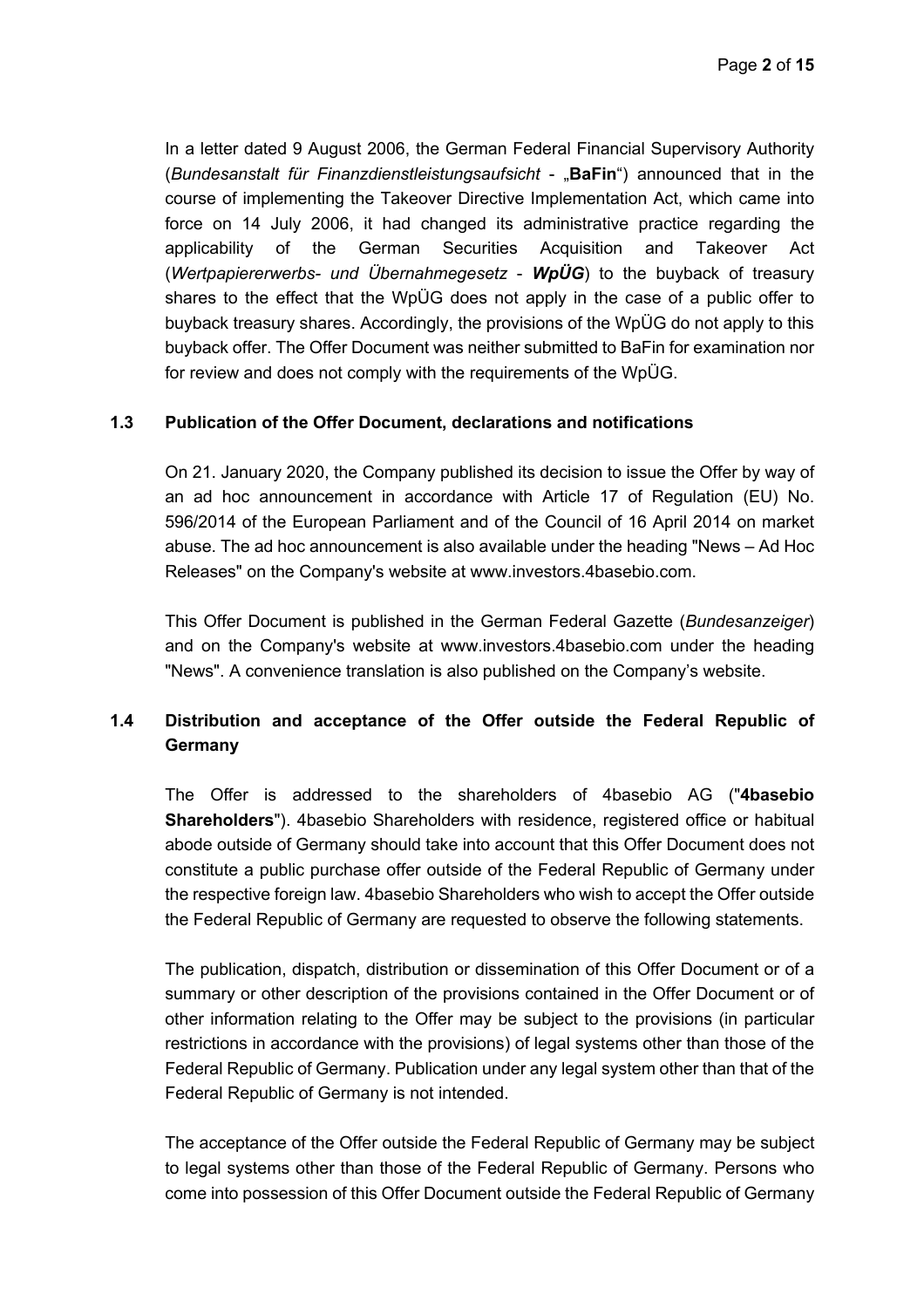In a letter dated 9 August 2006, the German Federal Financial Supervisory Authority (*Bundesanstalt für Finanzdienstleistungsaufsicht* - „**BaFin**“) announced that in the course of implementing the Takeover Directive Implementation Act, which came into force on 14 July 2006, it had changed its administrative practice regarding the applicability of the German Securities Acquisition and Takeover Act (*Wertpapiererwerbs- und Übernahmegesetz* - ***WpÜG***) to the buyback of treasury shares to the effect that the WpÜG does not apply in the case of a public offer to buyback treasury shares. Accordingly, the provisions of the WpÜG do not apply to this buyback offer. The Offer Document was neither submitted to BaFin for examination nor for review and does not comply with the requirements of the WpÜG.

### 1.3 Publication of the Offer Document, declarations and notifications

On 21. January 2020, the Company published its decision to issue the Offer by way of an ad hoc announcement in accordance with Article 17 of Regulation (EU) No. 596/2014 of the European Parliament and of the Council of 16 April 2014 on market abuse. The ad hoc announcement is also available under the heading "News – Ad Hoc Releases" on the Company's website at www.investors.4basebio.com.

This Offer Document is published in the German Federal Gazette (*Bundesanzeiger*) and on the Company's website at www.investors.4basebio.com under the heading "News". A convenience translation is also published on the Company’s website.

### 1.4 Distribution and acceptance of the Offer outside the Federal Republic of Germany

The Offer is addressed to the shareholders of 4basebio AG ("**4basebio Shareholders**"). 4basebio Shareholders with residence, registered office or habitual abode outside of Germany should take into account that this Offer Document does not constitute a public purchase offer outside of the Federal Republic of Germany under the respective foreign law. 4basebio Shareholders who wish to accept the Offer outside the Federal Republic of Germany are requested to observe the following statements.

The publication, dispatch, distribution or dissemination of this Offer Document or of a summary or other description of the provisions contained in the Offer Document or of other information relating to the Offer may be subject to the provisions (in particular restrictions in accordance with the provisions) of legal systems other than those of the Federal Republic of Germany. Publication under any legal system other than that of the Federal Republic of Germany is not intended.

The acceptance of the Offer outside the Federal Republic of Germany may be subject to legal systems other than those of the Federal Republic of Germany. Persons who come into possession of this Offer Document outside the Federal Republic of Germany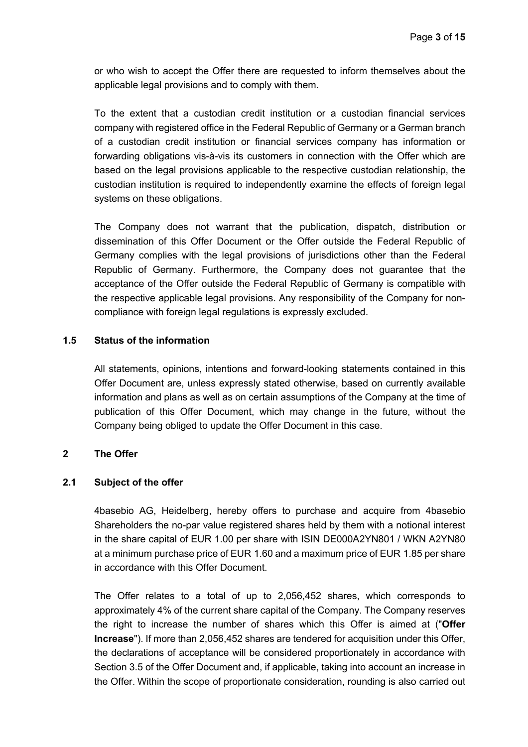or who wish to accept the Offer there are requested to inform themselves about the applicable legal provisions and to comply with them.

To the extent that a custodian credit institution or a custodian financial services company with registered office in the Federal Republic of Germany or a German branch of a custodian credit institution or financial services company has information or forwarding obligations vis-à-vis its customers in connection with the Offer which are based on the legal provisions applicable to the respective custodian relationship, the custodian institution is required to independently examine the effects of foreign legal systems on these obligations.

The Company does not warrant that the publication, dispatch, distribution or dissemination of this Offer Document or the Offer outside the Federal Republic of Germany complies with the legal provisions of jurisdictions other than the Federal Republic of Germany. Furthermore, the Company does not guarantee that the acceptance of the Offer outside the Federal Republic of Germany is compatible with the respective applicable legal provisions. Any responsibility of the Company for non-compliance with foreign legal regulations is expressly excluded.

### 1.5 Status of the information

All statements, opinions, intentions and forward-looking statements contained in this Offer Document are, unless expressly stated otherwise, based on currently available information and plans as well as on certain assumptions of the Company at the time of publication of this Offer Document, which may change in the future, without the Company being obliged to update the Offer Document in this case.

## 2 The Offer

### 2.1 Subject of the offer

4basebio AG, Heidelberg, hereby offers to purchase and acquire from 4basebio Shareholders the no-par value registered shares held by them with a notional interest in the share capital of EUR 1.00 per share with ISIN DE000A2YN801 / WKN A2YN80 at a minimum purchase price of EUR 1.60 and a maximum price of EUR 1.85 per share in accordance with this Offer Document.

The Offer relates to a total of up to 2,056,452 shares, which corresponds to approximately 4% of the current share capital of the Company. The Company reserves the right to increase the number of shares which this Offer is aimed at ("**Offer Increase**"). If more than 2,056,452 shares are tendered for acquisition under this Offer, the declarations of acceptance will be considered proportionately in accordance with Section 3.5 of the Offer Document and, if applicable, taking into account an increase in the Offer. Within the scope of proportionate consideration, rounding is also carried out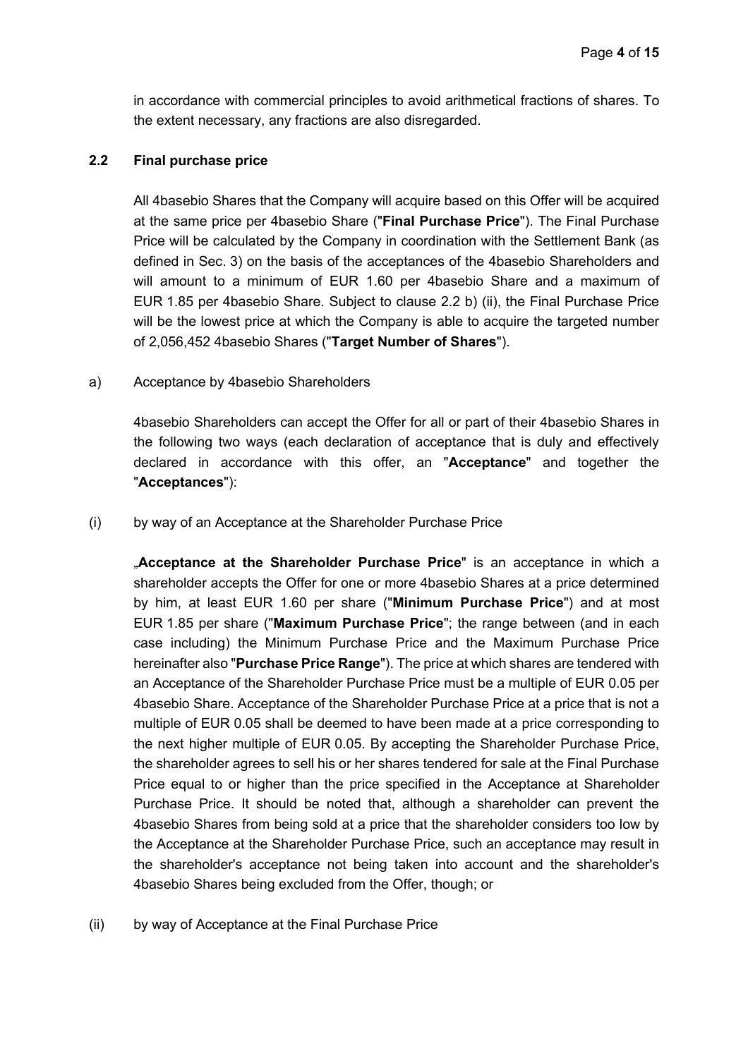in accordance with commercial principles to avoid arithmetical fractions of shares. To the extent necessary, any fractions are also disregarded.

## 2.2 Final purchase price

All 4basebio Shares that the Company will acquire based on this Offer will be acquired at the same price per 4basebio Share ("**Final Purchase Price**"). The Final Purchase Price will be calculated by the Company in coordination with the Settlement Bank (as defined in Sec. 3) on the basis of the acceptances of the 4basebio Shareholders and will amount to a minimum of EUR 1.60 per 4basebio Share and a maximum of EUR 1.85 per 4basebio Share. Subject to clause 2.2 b) (ii), the Final Purchase Price will be the lowest price at which the Company is able to acquire the targeted number of 2,056,452 4basebio Shares ("**Target Number of Shares**").

a) Acceptance by 4basebio Shareholders

4basebio Shareholders can accept the Offer for all or part of their 4basebio Shares in the following two ways (each declaration of acceptance that is duly and effectively declared in accordance with this offer, an "**Acceptance**" and together the "**Acceptances**"):

(i) by way of an Acceptance at the Shareholder Purchase Price

„**Acceptance at the Shareholder Purchase Price**" is an acceptance in which a shareholder accepts the Offer for one or more 4basebio Shares at a price determined by him, at least EUR 1.60 per share ("**Minimum Purchase Price**") and at most EUR 1.85 per share ("**Maximum Purchase Price**"; the range between (and in each case including) the Minimum Purchase Price and the Maximum Purchase Price hereinafter also "**Purchase Price Range**"). The price at which shares are tendered with an Acceptance of the Shareholder Purchase Price must be a multiple of EUR 0.05 per 4basebio Share. Acceptance of the Shareholder Purchase Price at a price that is not a multiple of EUR 0.05 shall be deemed to have been made at a price corresponding to the next higher multiple of EUR 0.05. By accepting the Shareholder Purchase Price, the shareholder agrees to sell his or her shares tendered for sale at the Final Purchase Price equal to or higher than the price specified in the Acceptance at Shareholder Purchase Price. It should be noted that, although a shareholder can prevent the 4basebio Shares from being sold at a price that the shareholder considers too low by the Acceptance at the Shareholder Purchase Price, such an acceptance may result in the shareholder's acceptance not being taken into account and the shareholder's 4basebio Shares being excluded from the Offer, though; or

(ii) by way of Acceptance at the Final Purchase Price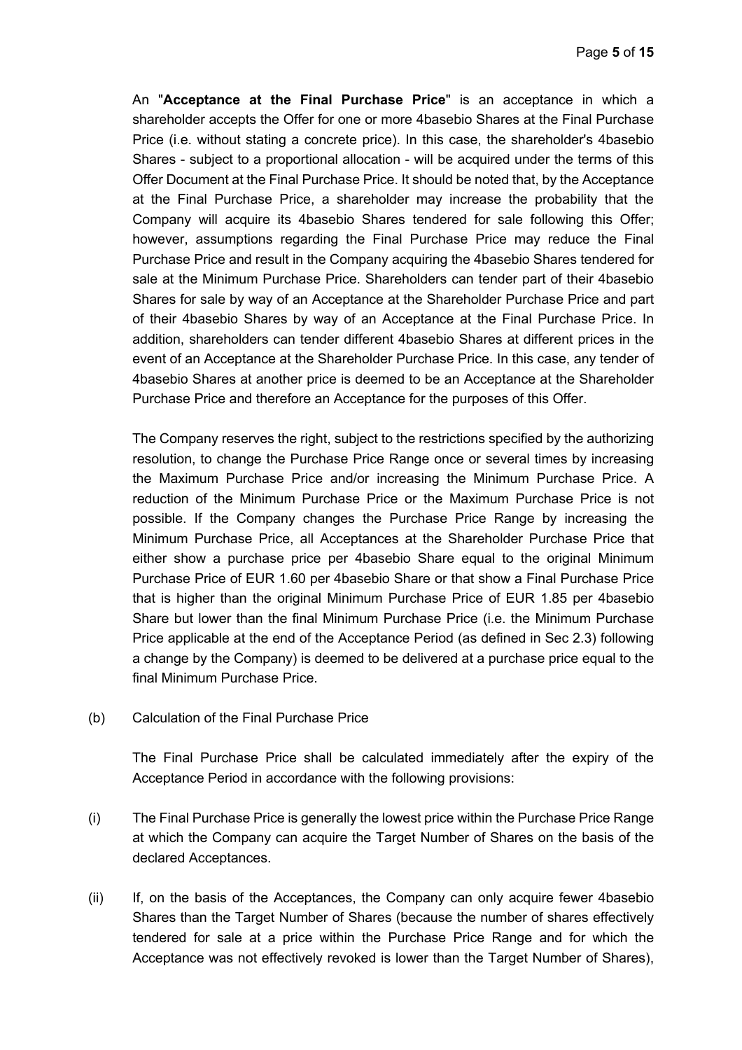An "**Acceptance at the Final Purchase Price**" is an acceptance in which a shareholder accepts the Offer for one or more 4basebio Shares at the Final Purchase Price (i.e. without stating a concrete price). In this case, the shareholder's 4basebio Shares - subject to a proportional allocation - will be acquired under the terms of this Offer Document at the Final Purchase Price. It should be noted that, by the Acceptance at the Final Purchase Price, a shareholder may increase the probability that the Company will acquire its 4basebio Shares tendered for sale following this Offer; however, assumptions regarding the Final Purchase Price may reduce the Final Purchase Price and result in the Company acquiring the 4basebio Shares tendered for sale at the Minimum Purchase Price. Shareholders can tender part of their 4basebio Shares for sale by way of an Acceptance at the Shareholder Purchase Price and part of their 4basebio Shares by way of an Acceptance at the Final Purchase Price. In addition, shareholders can tender different 4basebio Shares at different prices in the event of an Acceptance at the Shareholder Purchase Price. In this case, any tender of 4basebio Shares at another price is deemed to be an Acceptance at the Shareholder Purchase Price and therefore an Acceptance for the purposes of this Offer.

The Company reserves the right, subject to the restrictions specified by the authorizing resolution, to change the Purchase Price Range once or several times by increasing the Maximum Purchase Price and/or increasing the Minimum Purchase Price. A reduction of the Minimum Purchase Price or the Maximum Purchase Price is not possible. If the Company changes the Purchase Price Range by increasing the Minimum Purchase Price, all Acceptances at the Shareholder Purchase Price that either show a purchase price per 4basebio Share equal to the original Minimum Purchase Price of EUR 1.60 per 4basebio Share or that show a Final Purchase Price that is higher than the original Minimum Purchase Price of EUR 1.85 per 4basebio Share but lower than the final Minimum Purchase Price (i.e. the Minimum Purchase Price applicable at the end of the Acceptance Period (as defined in Sec 2.3) following a change by the Company) is deemed to be delivered at a purchase price equal to the final Minimum Purchase Price.

(b) Calculation of the Final Purchase Price

The Final Purchase Price shall be calculated immediately after the expiry of the Acceptance Period in accordance with the following provisions:

(i) The Final Purchase Price is generally the lowest price within the Purchase Price Range at which the Company can acquire the Target Number of Shares on the basis of the declared Acceptances.

(ii) If, on the basis of the Acceptances, the Company can only acquire fewer 4basebio Shares than the Target Number of Shares (because the number of shares effectively tendered for sale at a price within the Purchase Price Range and for which the Acceptance was not effectively revoked is lower than the Target Number of Shares),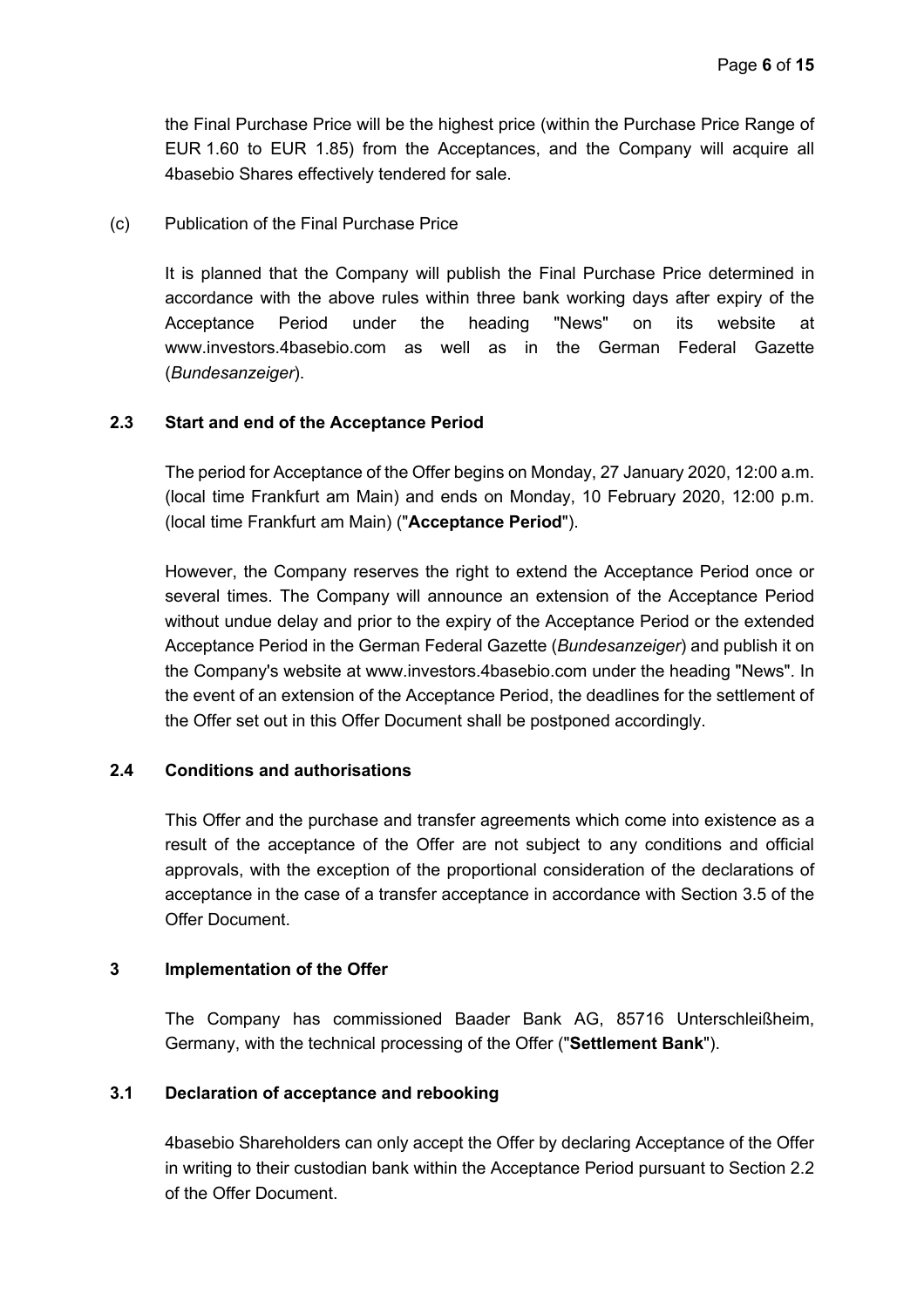the Final Purchase Price will be the highest price (within the Purchase Price Range of EUR 1.60 to EUR 1.85) from the Acceptances, and the Company will acquire all 4basebio Shares effectively tendered for sale.

(c) Publication of the Final Purchase Price

It is planned that the Company will publish the Final Purchase Price determined in accordance with the above rules within three bank working days after expiry of the Acceptance Period under the heading "News" on its website at www.investors.4basebio.com as well as in the German Federal Gazette (*Bundesanzeiger*).

### 2.3 Start and end of the Acceptance Period

The period for Acceptance of the Offer begins on Monday, 27 January 2020, 12:00 a.m. (local time Frankfurt am Main) and ends on Monday, 10 February 2020, 12:00 p.m. (local time Frankfurt am Main) ("**Acceptance Period**").

However, the Company reserves the right to extend the Acceptance Period once or several times. The Company will announce an extension of the Acceptance Period without undue delay and prior to the expiry of the Acceptance Period or the extended Acceptance Period in the German Federal Gazette (*Bundesanzeiger*) and publish it on the Company's website at www.investors.4basebio.com under the heading "News". In the event of an extension of the Acceptance Period, the deadlines for the settlement of the Offer set out in this Offer Document shall be postponed accordingly.

### 2.4 Conditions and authorisations

This Offer and the purchase and transfer agreements which come into existence as a result of the acceptance of the Offer are not subject to any conditions and official approvals, with the exception of the proportional consideration of the declarations of acceptance in the case of a transfer acceptance in accordance with Section 3.5 of the Offer Document.

## 3 Implementation of the Offer

The Company has commissioned Baader Bank AG, 85716 Unterschleißheim, Germany, with the technical processing of the Offer ("**Settlement Bank**").

### 3.1 Declaration of acceptance and rebooking

4basebio Shareholders can only accept the Offer by declaring Acceptance of the Offer in writing to their custodian bank within the Acceptance Period pursuant to Section 2.2 of the Offer Document.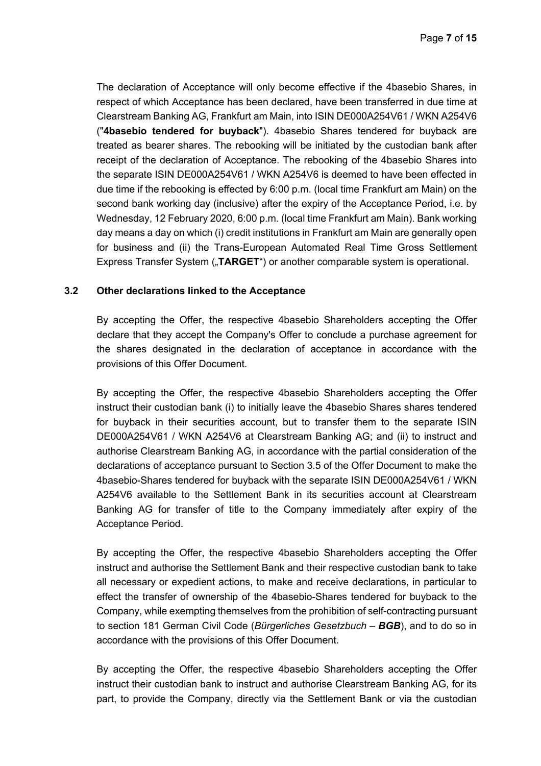The declaration of Acceptance will only become effective if the 4basebio Shares, in respect of which Acceptance has been declared, have been transferred in due time at Clearstream Banking AG, Frankfurt am Main, into ISIN DE000A254V61 / WKN A254V6 ("**4basebio tendered for buyback**"). 4basebio Shares tendered for buyback are treated as bearer shares. The rebooking will be initiated by the custodian bank after receipt of the declaration of Acceptance. The rebooking of the 4basebio Shares into the separate ISIN DE000A254V61 / WKN A254V6 is deemed to have been effected in due time if the rebooking is effected by 6:00 p.m. (local time Frankfurt am Main) on the second bank working day (inclusive) after the expiry of the Acceptance Period, i.e. by Wednesday, 12 February 2020, 6:00 p.m. (local time Frankfurt am Main). Bank working day means a day on which (i) credit institutions in Frankfurt am Main are generally open for business and (ii) the Trans-European Automated Real Time Gross Settlement Express Transfer System („**TARGET**") or another comparable system is operational.

### 3.2 Other declarations linked to the Acceptance

By accepting the Offer, the respective 4basebio Shareholders accepting the Offer declare that they accept the Company's Offer to conclude a purchase agreement for the shares designated in the declaration of acceptance in accordance with the provisions of this Offer Document.

By accepting the Offer, the respective 4basebio Shareholders accepting the Offer instruct their custodian bank (i) to initially leave the 4basebio Shares shares tendered for buyback in their securities account, but to transfer them to the separate ISIN DE000A254V61 / WKN A254V6 at Clearstream Banking AG; and (ii) to instruct and authorise Clearstream Banking AG, in accordance with the partial consideration of the declarations of acceptance pursuant to Section 3.5 of the Offer Document to make the 4basebio-Shares tendered for buyback with the separate ISIN DE000A254V61 / WKN A254V6 available to the Settlement Bank in its securities account at Clearstream Banking AG for transfer of title to the Company immediately after expiry of the Acceptance Period.

By accepting the Offer, the respective 4basebio Shareholders accepting the Offer instruct and authorise the Settlement Bank and their respective custodian bank to take all necessary or expedient actions, to make and receive declarations, in particular to effect the transfer of ownership of the 4basebio-Shares tendered for buyback to the Company, while exempting themselves from the prohibition of self-contracting pursuant to section 181 German Civil Code (*Bürgerliches Gesetzbuch* – ***BGB***), and to do so in accordance with the provisions of this Offer Document.

By accepting the Offer, the respective 4basebio Shareholders accepting the Offer instruct their custodian bank to instruct and authorise Clearstream Banking AG, for its part, to provide the Company, directly via the Settlement Bank or via the custodian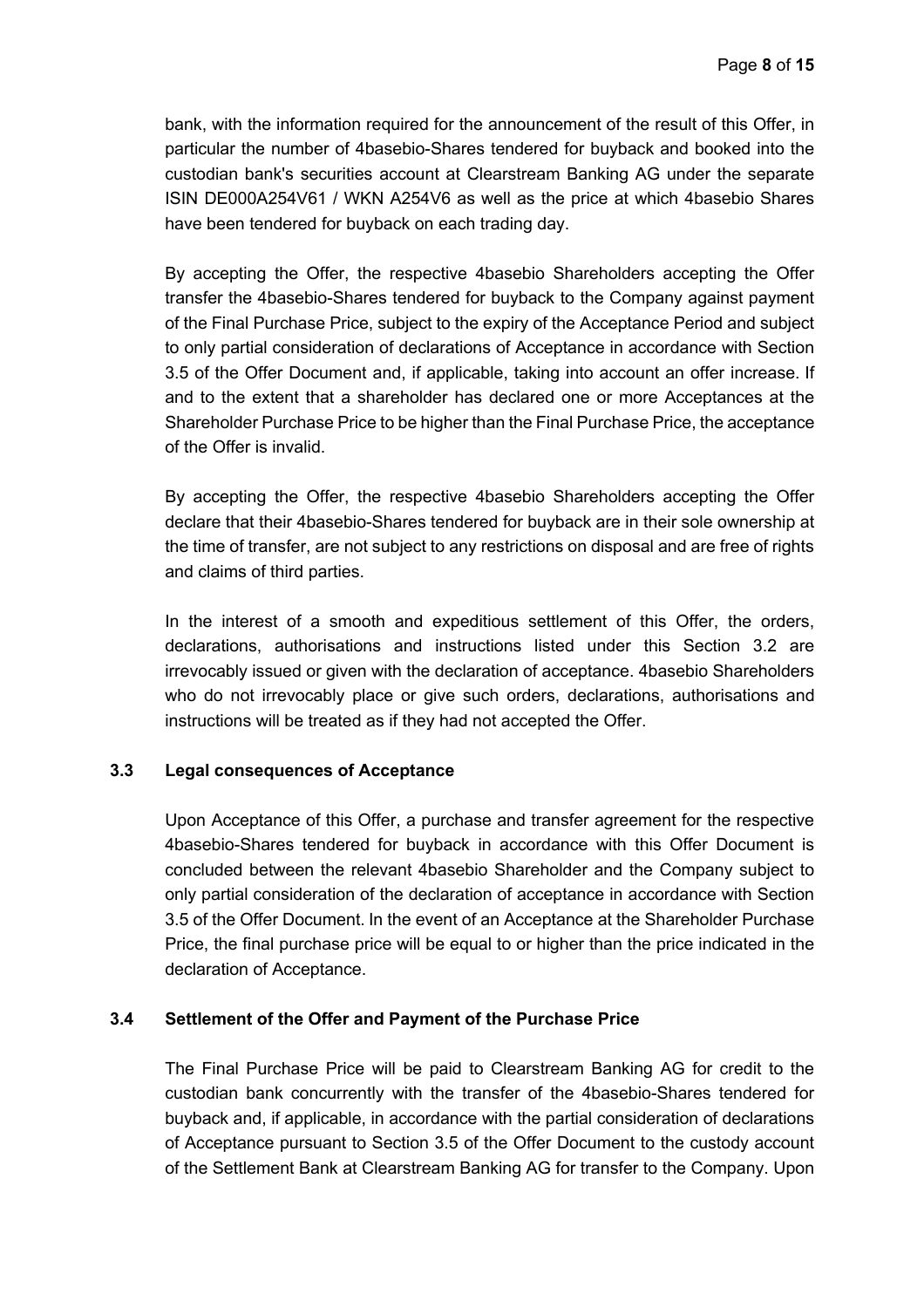bank, with the information required for the announcement of the result of this Offer, in particular the number of 4basebio-Shares tendered for buyback and booked into the custodian bank's securities account at Clearstream Banking AG under the separate ISIN DE000A254V61 / WKN A254V6 as well as the price at which 4basebio Shares have been tendered for buyback on each trading day.

By accepting the Offer, the respective 4basebio Shareholders accepting the Offer transfer the 4basebio-Shares tendered for buyback to the Company against payment of the Final Purchase Price, subject to the expiry of the Acceptance Period and subject to only partial consideration of declarations of Acceptance in accordance with Section 3.5 of the Offer Document and, if applicable, taking into account an offer increase. If and to the extent that a shareholder has declared one or more Acceptances at the Shareholder Purchase Price to be higher than the Final Purchase Price, the acceptance of the Offer is invalid.

By accepting the Offer, the respective 4basebio Shareholders accepting the Offer declare that their 4basebio-Shares tendered for buyback are in their sole ownership at the time of transfer, are not subject to any restrictions on disposal and are free of rights and claims of third parties.

In the interest of a smooth and expeditious settlement of this Offer, the orders, declarations, authorisations and instructions listed under this Section 3.2 are irrevocably issued or given with the declaration of acceptance. 4basebio Shareholders who do not irrevocably place or give such orders, declarations, authorisations and instructions will be treated as if they had not accepted the Offer.

### 3.3 Legal consequences of Acceptance

Upon Acceptance of this Offer, a purchase and transfer agreement for the respective 4basebio-Shares tendered for buyback in accordance with this Offer Document is concluded between the relevant 4basebio Shareholder and the Company subject to only partial consideration of the declaration of acceptance in accordance with Section 3.5 of the Offer Document. In the event of an Acceptance at the Shareholder Purchase Price, the final purchase price will be equal to or higher than the price indicated in the declaration of Acceptance.

### 3.4 Settlement of the Offer and Payment of the Purchase Price

The Final Purchase Price will be paid to Clearstream Banking AG for credit to the custodian bank concurrently with the transfer of the 4basebio-Shares tendered for buyback and, if applicable, in accordance with the partial consideration of declarations of Acceptance pursuant to Section 3.5 of the Offer Document to the custody account of the Settlement Bank at Clearstream Banking AG for transfer to the Company. Upon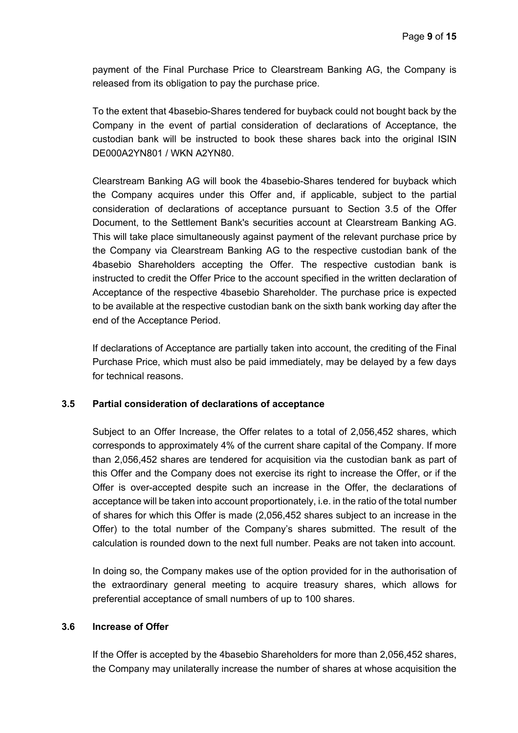payment of the Final Purchase Price to Clearstream Banking AG, the Company is released from its obligation to pay the purchase price.

To the extent that 4basebio-Shares tendered for buyback could not bought back by the Company in the event of partial consideration of declarations of Acceptance, the custodian bank will be instructed to book these shares back into the original ISIN DE000A2YN801 / WKN A2YN80.

Clearstream Banking AG will book the 4basebio-Shares tendered for buyback which the Company acquires under this Offer and, if applicable, subject to the partial consideration of declarations of acceptance pursuant to Section 3.5 of the Offer Document, to the Settlement Bank's securities account at Clearstream Banking AG. This will take place simultaneously against payment of the relevant purchase price by the Company via Clearstream Banking AG to the respective custodian bank of the 4basebio Shareholders accepting the Offer. The respective custodian bank is instructed to credit the Offer Price to the account specified in the written declaration of Acceptance of the respective 4basebio Shareholder. The purchase price is expected to be available at the respective custodian bank on the sixth bank working day after the end of the Acceptance Period.

If declarations of Acceptance are partially taken into account, the crediting of the Final Purchase Price, which must also be paid immediately, may be delayed by a few days for technical reasons.

### 3.5 Partial consideration of declarations of acceptance

Subject to an Offer Increase, the Offer relates to a total of 2,056,452 shares, which corresponds to approximately 4% of the current share capital of the Company. If more than 2,056,452 shares are tendered for acquisition via the custodian bank as part of this Offer and the Company does not exercise its right to increase the Offer, or if the Offer is over-accepted despite such an increase in the Offer, the declarations of acceptance will be taken into account proportionately, i.e. in the ratio of the total number of shares for which this Offer is made (2,056,452 shares subject to an increase in the Offer) to the total number of the Company's shares submitted. The result of the calculation is rounded down to the next full number. Peaks are not taken into account.

In doing so, the Company makes use of the option provided for in the authorisation of the extraordinary general meeting to acquire treasury shares, which allows for preferential acceptance of small numbers of up to 100 shares.

### 3.6 Increase of Offer

If the Offer is accepted by the 4basebio Shareholders for more than 2,056,452 shares, the Company may unilaterally increase the number of shares at whose acquisition the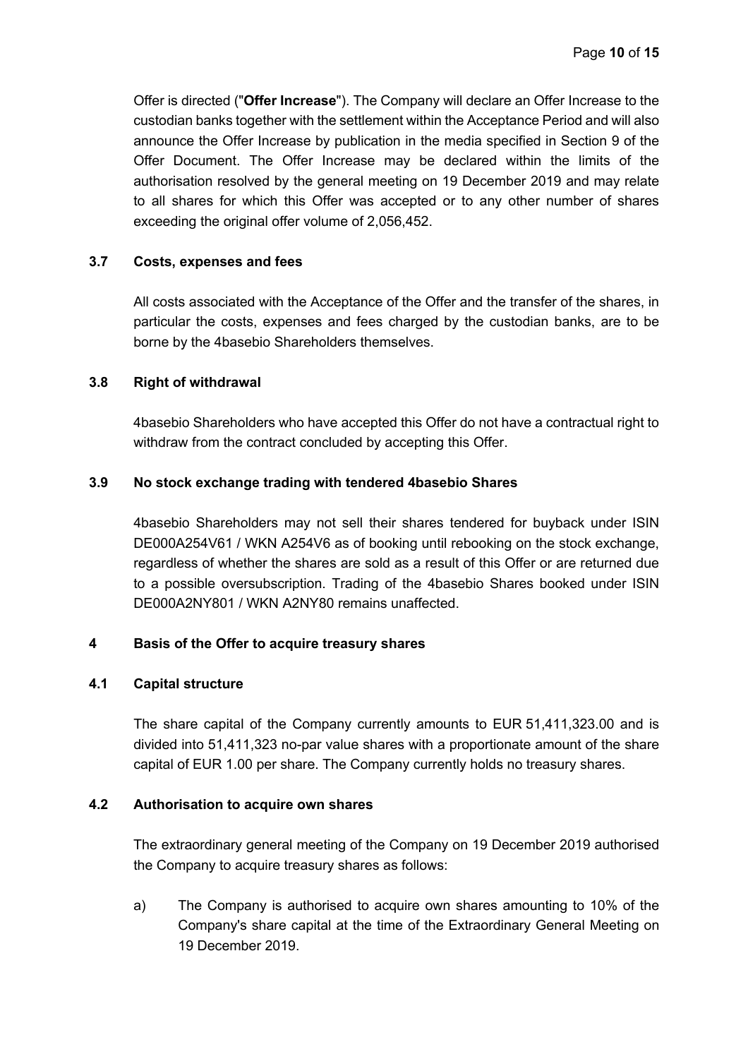Offer is directed ("**Offer Increase**"). The Company will declare an Offer Increase to the custodian banks together with the settlement within the Acceptance Period and will also announce the Offer Increase by publication in the media specified in Section 9 of the Offer Document. The Offer Increase may be declared within the limits of the authorisation resolved by the general meeting on 19 December 2019 and may relate to all shares for which this Offer was accepted or to any other number of shares exceeding the original offer volume of 2,056,452.

### 3.7 Costs, expenses and fees

All costs associated with the Acceptance of the Offer and the transfer of the shares, in particular the costs, expenses and fees charged by the custodian banks, are to be borne by the 4basebio Shareholders themselves.

### 3.8 Right of withdrawal

4basebio Shareholders who have accepted this Offer do not have a contractual right to withdraw from the contract concluded by accepting this Offer.

### 3.9 No stock exchange trading with tendered 4basebio Shares

4basebio Shareholders may not sell their shares tendered for buyback under ISIN DE000A254V61 / WKN A254V6 as of booking until rebooking on the stock exchange, regardless of whether the shares are sold as a result of this Offer or are returned due to a possible oversubscription. Trading of the 4basebio Shares booked under ISIN DE000A2NY801 / WKN A2NY80 remains unaffected.

## 4 Basis of the Offer to acquire treasury shares

### 4.1 Capital structure

The share capital of the Company currently amounts to EUR 51,411,323.00 and is divided into 51,411,323 no-par value shares with a proportionate amount of the share capital of EUR 1.00 per share. The Company currently holds no treasury shares.

### 4.2 Authorisation to acquire own shares

The extraordinary general meeting of the Company on 19 December 2019 authorised the Company to acquire treasury shares as follows:

a) The Company is authorised to acquire own shares amounting to 10% of the Company's share capital at the time of the Extraordinary General Meeting on 19 December 2019.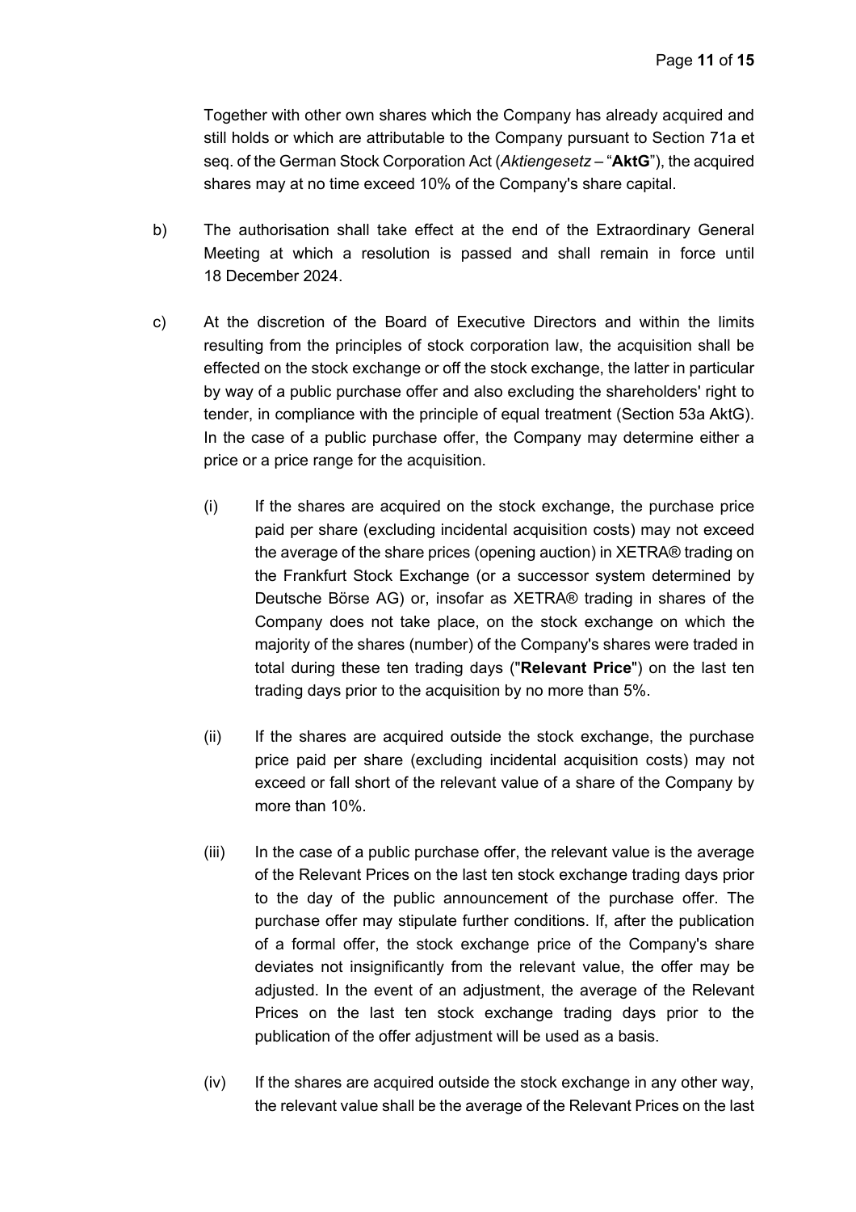Together with other own shares which the Company has already acquired and still holds or which are attributable to the Company pursuant to Section 71a et seq. of the German Stock Corporation Act (*Aktiengesetz* – "**AktG**"), the acquired shares may at no time exceed 10% of the Company's share capital.

b) The authorisation shall take effect at the end of the Extraordinary General Meeting at which a resolution is passed and shall remain in force until 18 December 2024.

c) At the discretion of the Board of Executive Directors and within the limits resulting from the principles of stock corporation law, the acquisition shall be effected on the stock exchange or off the stock exchange, the latter in particular by way of a public purchase offer and also excluding the shareholders' right to tender, in compliance with the principle of equal treatment (Section 53a AktG). In the case of a public purchase offer, the Company may determine either a price or a price range for the acquisition.

   (i) If the shares are acquired on the stock exchange, the purchase price paid per share (excluding incidental acquisition costs) may not exceed the average of the share prices (opening auction) in XETRA® trading on the Frankfurt Stock Exchange (or a successor system determined by Deutsche Börse AG) or, insofar as XETRA® trading in shares of the Company does not take place, on the stock exchange on which the majority of the shares (number) of the Company's shares were traded in total during these ten trading days ("**Relevant Price**") on the last ten trading days prior to the acquisition by no more than 5%.

   (ii) If the shares are acquired outside the stock exchange, the purchase price paid per share (excluding incidental acquisition costs) may not exceed or fall short of the relevant value of a share of the Company by more than 10%.

   (iii) In the case of a public purchase offer, the relevant value is the average of the Relevant Prices on the last ten stock exchange trading days prior to the day of the public announcement of the purchase offer. The purchase offer may stipulate further conditions. If, after the publication of a formal offer, the stock exchange price of the Company's share deviates not insignificantly from the relevant value, the offer may be adjusted. In the event of an adjustment, the average of the Relevant Prices on the last ten stock exchange trading days prior to the publication of the offer adjustment will be used as a basis.

   (iv) If the shares are acquired outside the stock exchange in any other way, the relevant value shall be the average of the Relevant Prices on the last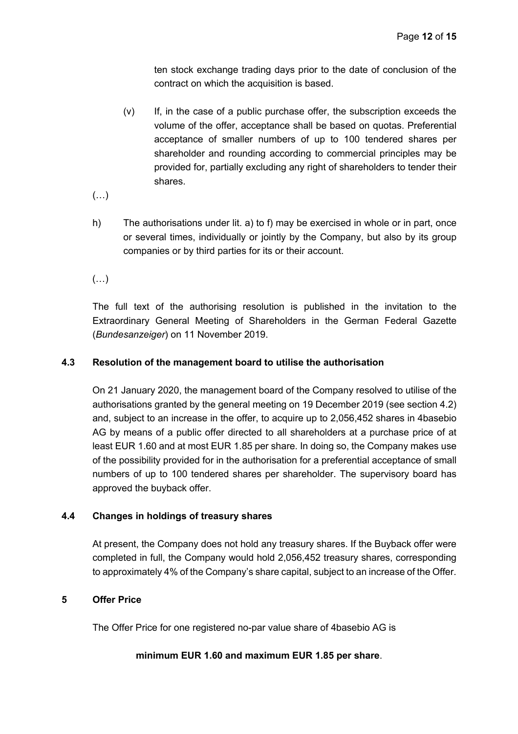ten stock exchange trading days prior to the date of conclusion of the contract on which the acquisition is based.

(v) If, in the case of a public purchase offer, the subscription exceeds the volume of the offer, acceptance shall be based on quotas. Preferential acceptance of smaller numbers of up to 100 tendered shares per shareholder and rounding according to commercial principles may be provided for, partially excluding any right of shareholders to tender their shares.

(…)

h) The authorisations under lit. a) to f) may be exercised in whole or in part, once or several times, individually or jointly by the Company, but also by its group companies or by third parties for its or their account.

(…)

The full text of the authorising resolution is published in the invitation to the Extraordinary General Meeting of Shareholders in the German Federal Gazette (*Bundesanzeiger*) on 11 November 2019.

## 4.3 Resolution of the management board to utilise the authorisation

On 21 January 2020, the management board of the Company resolved to utilise of the authorisations granted by the general meeting on 19 December 2019 (see section 4.2) and, subject to an increase in the offer, to acquire up to 2,056,452 shares in 4basebio AG by means of a public offer directed to all shareholders at a purchase price of at least EUR 1.60 and at most EUR 1.85 per share. In doing so, the Company makes use of the possibility provided for in the authorisation for a preferential acceptance of small numbers of up to 100 tendered shares per shareholder. The supervisory board has approved the buyback offer.

## 4.4 Changes in holdings of treasury shares

At present, the Company does not hold any treasury shares. If the Buyback offer were completed in full, the Company would hold 2,056,452 treasury shares, corresponding to approximately 4% of the Company's share capital, subject to an increase of the Offer.

# 5 Offer Price

The Offer Price for one registered no-par value share of 4basebio AG is

**minimum EUR 1.60 and maximum EUR 1.85 per share**.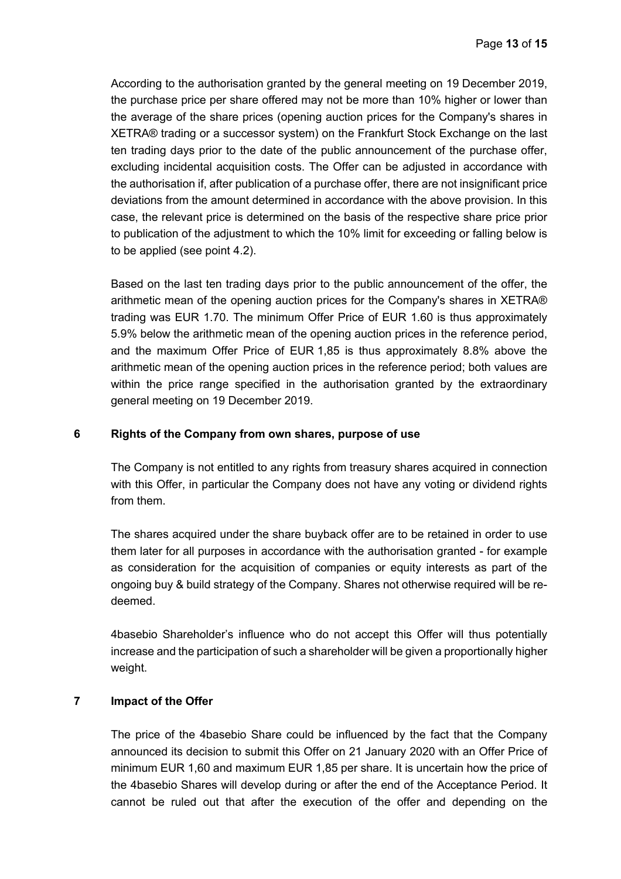According to the authorisation granted by the general meeting on 19 December 2019, the purchase price per share offered may not be more than 10% higher or lower than the average of the share prices (opening auction prices for the Company's shares in XETRA® trading or a successor system) on the Frankfurt Stock Exchange on the last ten trading days prior to the date of the public announcement of the purchase offer, excluding incidental acquisition costs. The Offer can be adjusted in accordance with the authorisation if, after publication of a purchase offer, there are not insignificant price deviations from the amount determined in accordance with the above provision. In this case, the relevant price is determined on the basis of the respective share price prior to publication of the adjustment to which the 10% limit for exceeding or falling below is to be applied (see point 4.2).

Based on the last ten trading days prior to the public announcement of the offer, the arithmetic mean of the opening auction prices for the Company's shares in XETRA® trading was EUR 1.70. The minimum Offer Price of EUR 1.60 is thus approximately 5.9% below the arithmetic mean of the opening auction prices in the reference period, and the maximum Offer Price of EUR 1,85 is thus approximately 8.8% above the arithmetic mean of the opening auction prices in the reference period; both values are within the price range specified in the authorisation granted by the extraordinary general meeting on 19 December 2019.

## 6 Rights of the Company from own shares, purpose of use

The Company is not entitled to any rights from treasury shares acquired in connection with this Offer, in particular the Company does not have any voting or dividend rights from them.

The shares acquired under the share buyback offer are to be retained in order to use them later for all purposes in accordance with the authorisation granted - for example as consideration for the acquisition of companies or equity interests as part of the ongoing buy & build strategy of the Company. Shares not otherwise required will be redeemed.

4basebio Shareholder's influence who do not accept this Offer will thus potentially increase and the participation of such a shareholder will be given a proportionally higher weight.

## 7 Impact of the Offer

The price of the 4basebio Share could be influenced by the fact that the Company announced its decision to submit this Offer on 21 January 2020 with an Offer Price of minimum EUR 1,60 and maximum EUR 1,85 per share. It is uncertain how the price of the 4basebio Shares will develop during or after the end of the Acceptance Period. It cannot be ruled out that after the execution of the offer and depending on the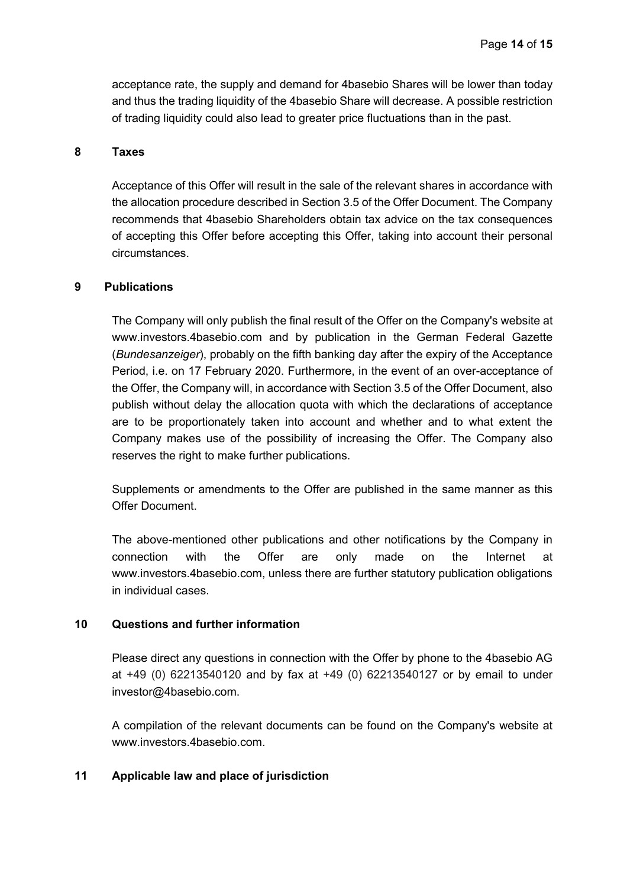acceptance rate, the supply and demand for 4basebio Shares will be lower than today and thus the trading liquidity of the 4basebio Share will decrease. A possible restriction of trading liquidity could also lead to greater price fluctuations than in the past.

## 8 Taxes

Acceptance of this Offer will result in the sale of the relevant shares in accordance with the allocation procedure described in Section 3.5 of the Offer Document. The Company recommends that 4basebio Shareholders obtain tax advice on the tax consequences of accepting this Offer before accepting this Offer, taking into account their personal circumstances.

## 9 Publications

The Company will only publish the final result of the Offer on the Company's website at www.investors.4basebio.com and by publication in the German Federal Gazette (*Bundesanzeiger*), probably on the fifth banking day after the expiry of the Acceptance Period, i.e. on 17 February 2020. Furthermore, in the event of an over-acceptance of the Offer, the Company will, in accordance with Section 3.5 of the Offer Document, also publish without delay the allocation quota with which the declarations of acceptance are to be proportionately taken into account and whether and to what extent the Company makes use of the possibility of increasing the Offer. The Company also reserves the right to make further publications.

Supplements or amendments to the Offer are published in the same manner as this Offer Document.

The above-mentioned other publications and other notifications by the Company in connection with the Offer are only made on the Internet at www.investors.4basebio.com, unless there are further statutory publication obligations in individual cases.

## 10 Questions and further information

Please direct any questions in connection with the Offer by phone to the 4basebio AG at +49 (0) 62213540120 and by fax at +49 (0) 62213540127 or by email to under investor@4basebio.com.

A compilation of the relevant documents can be found on the Company's website at www.investors.4basebio.com.

## 11 Applicable law and place of jurisdiction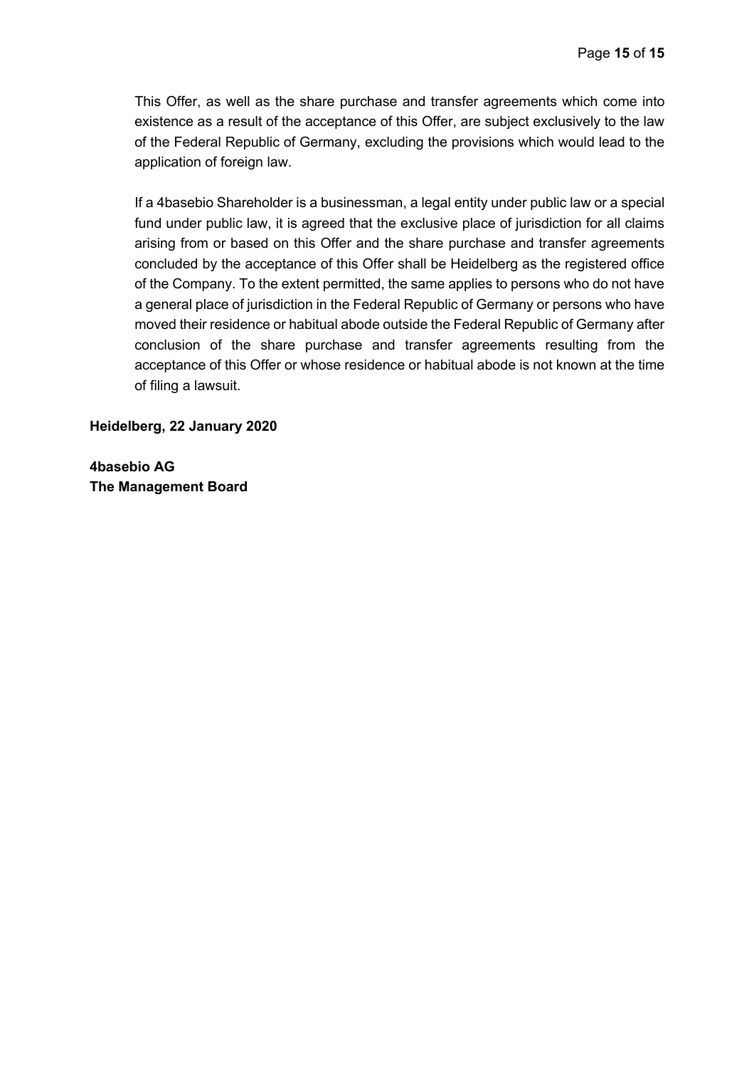This Offer, as well as the share purchase and transfer agreements which come into existence as a result of the acceptance of this Offer, are subject exclusively to the law of the Federal Republic of Germany, excluding the provisions which would lead to the application of foreign law.

If a 4basebio Shareholder is a businessman, a legal entity under public law or a special fund under public law, it is agreed that the exclusive place of jurisdiction for all claims arising from or based on this Offer and the share purchase and transfer agreements concluded by the acceptance of this Offer shall be Heidelberg as the registered office of the Company. To the extent permitted, the same applies to persons who do not have a general place of jurisdiction in the Federal Republic of Germany or persons who have moved their residence or habitual abode outside the Federal Republic of Germany after conclusion of the share purchase and transfer agreements resulting from the acceptance of this Offer or whose residence or habitual abode is not known at the time of filing a lawsuit.

**Heidelberg, 22 January 2020**

**4basebio AG**
**The Management Board**